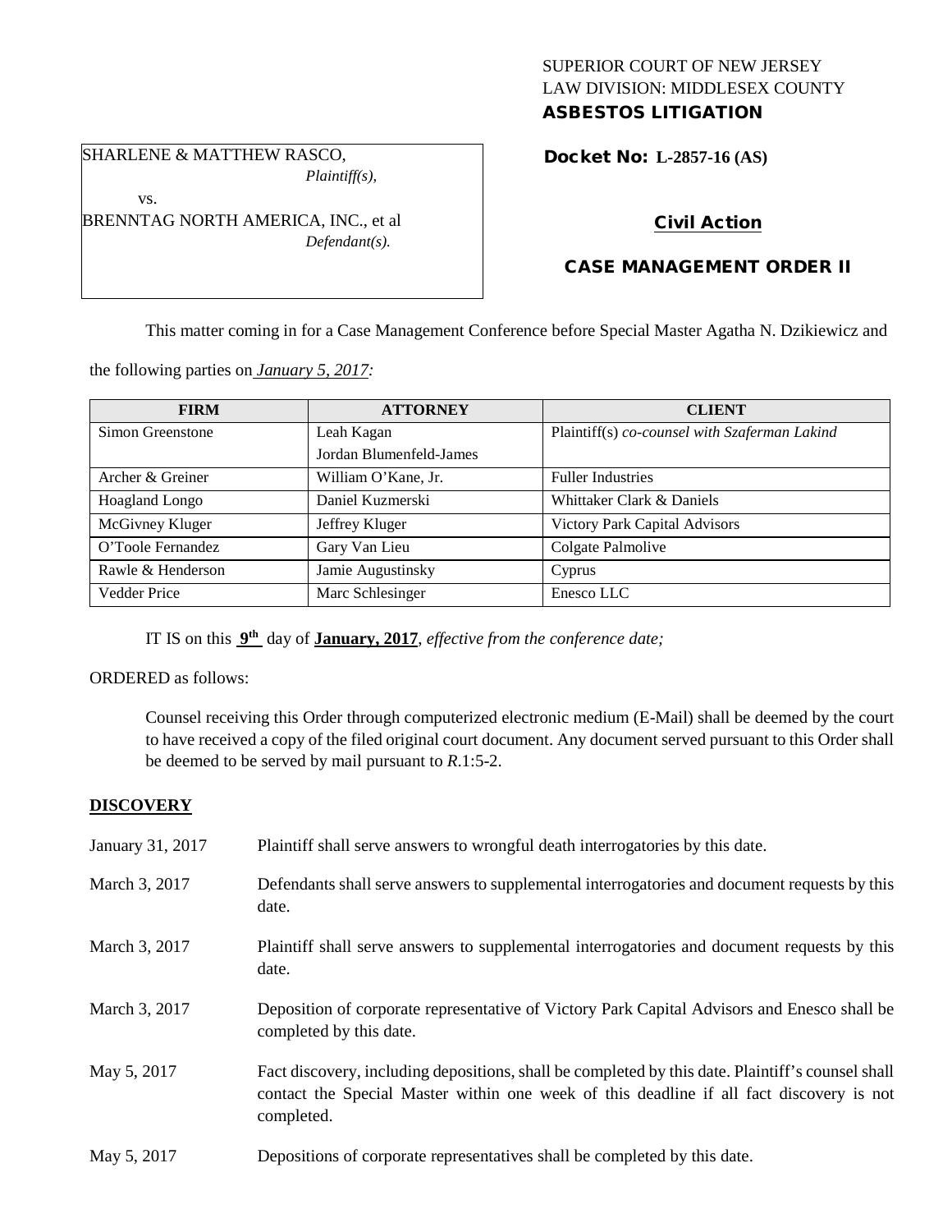SUPERIOR COURT OF NEW JERSEY
LAW DIVISION: MIDDLESEX COUNTY
**ASBESTOS LITIGATION**

SHARLENE & MATTHEW RASCO,
*Plaintiff(s),*

vs.

BRENNTAG NORTH AMERICA, INC., et al
*Defendant(s).*

**Docket No: L-2857-16 (AS)**

**Civil Action**

**CASE MANAGEMENT ORDER II**

This matter coming in for a Case Management Conference before Special Master Agatha N. Dzikiewicz and the following parties on *January 5, 2017:*

| FIRM | ATTORNEY | CLIENT |
|---|---|---|
| Simon Greenstone | Leah Kagan<br>Jordan Blumenfeld-James | Plaintiff(s) *co-counsel with Szaferman Lakind* |
| Archer & Greiner | William O'Kane, Jr. | Fuller Industries |
| Hoagland Longo | Daniel Kuzmerski | Whittaker Clark & Daniels |
| McGivney Kluger | Jeffrey Kluger | Victory Park Capital Advisors |
| O'Toole Fernandez | Gary Van Lieu | Colgate Palmolive |
| Rawle & Henderson | Jamie Augustinsky | Cyprus |
| Vedder Price | Marc Schlesinger | Enesco LLC |

IT IS on this **9th** day of **January, 2017**, *effective from the conference date;*

ORDERED as follows:

Counsel receiving this Order through computerized electronic medium (E-Mail) shall be deemed by the court to have received a copy of the filed original court document. Any document served pursuant to this Order shall be deemed to be served by mail pursuant to *R*.1:5-2.

## DISCOVERY

| | |
|---|---|
| January 31, 2017 | Plaintiff shall serve answers to wrongful death interrogatories by this date. |
| March 3, 2017 | Defendants shall serve answers to supplemental interrogatories and document requests by this date. |
| March 3, 2017 | Plaintiff shall serve answers to supplemental interrogatories and document requests by this date. |
| March 3, 2017 | Deposition of corporate representative of Victory Park Capital Advisors and Enesco shall be completed by this date. |
| May 5, 2017 | Fact discovery, including depositions, shall be completed by this date. Plaintiff's counsel shall contact the Special Master within one week of this deadline if all fact discovery is not completed. |
| May 5, 2017 | Depositions of corporate representatives shall be completed by this date. |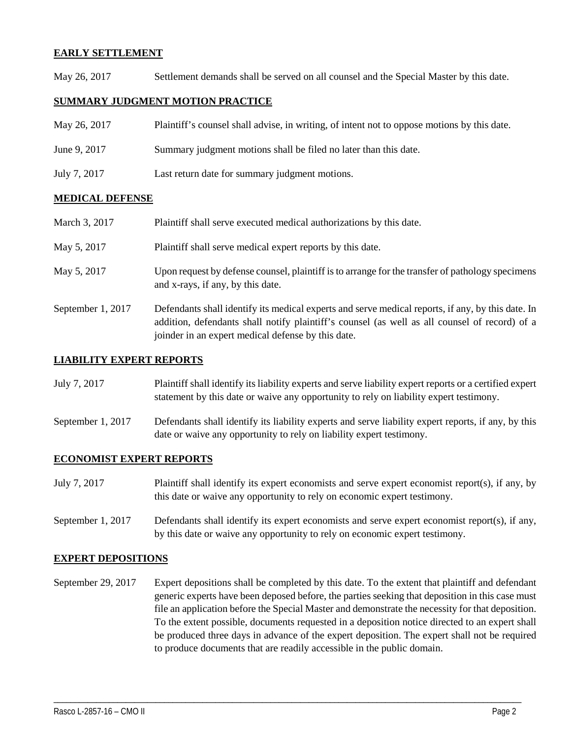## EARLY SETTLEMENT

May 26, 2017 Settlement demands shall be served on all counsel and the Special Master by this date.

## SUMMARY JUDGMENT MOTION PRACTICE

May 26, 2017 Plaintiff's counsel shall advise, in writing, of intent not to oppose motions by this date.

June 9, 2017 Summary judgment motions shall be filed no later than this date.

July 7, 2017 Last return date for summary judgment motions.

## MEDICAL DEFENSE

March 3, 2017 Plaintiff shall serve executed medical authorizations by this date.

May 5, 2017 Plaintiff shall serve medical expert reports by this date.

May 5, 2017 Upon request by defense counsel, plaintiff is to arrange for the transfer of pathology specimens and x-rays, if any, by this date.

September 1, 2017 Defendants shall identify its medical experts and serve medical reports, if any, by this date. In addition, defendants shall notify plaintiff's counsel (as well as all counsel of record) of a joinder in an expert medical defense by this date.

## LIABILITY EXPERT REPORTS

July 7, 2017 Plaintiff shall identify its liability experts and serve liability expert reports or a certified expert statement by this date or waive any opportunity to rely on liability expert testimony.

September 1, 2017 Defendants shall identify its liability experts and serve liability expert reports, if any, by this date or waive any opportunity to rely on liability expert testimony.

## ECONOMIST EXPERT REPORTS

July 7, 2017 Plaintiff shall identify its expert economists and serve expert economist report(s), if any, by this date or waive any opportunity to rely on economic expert testimony.

September 1, 2017 Defendants shall identify its expert economists and serve expert economist report(s), if any, by this date or waive any opportunity to rely on economic expert testimony.

## EXPERT DEPOSITIONS

September 29, 2017 Expert depositions shall be completed by this date. To the extent that plaintiff and defendant generic experts have been deposed before, the parties seeking that deposition in this case must file an application before the Special Master and demonstrate the necessity for that deposition. To the extent possible, documents requested in a deposition notice directed to an expert shall be produced three days in advance of the expert deposition. The expert shall not be required to produce documents that are readily accessible in the public domain.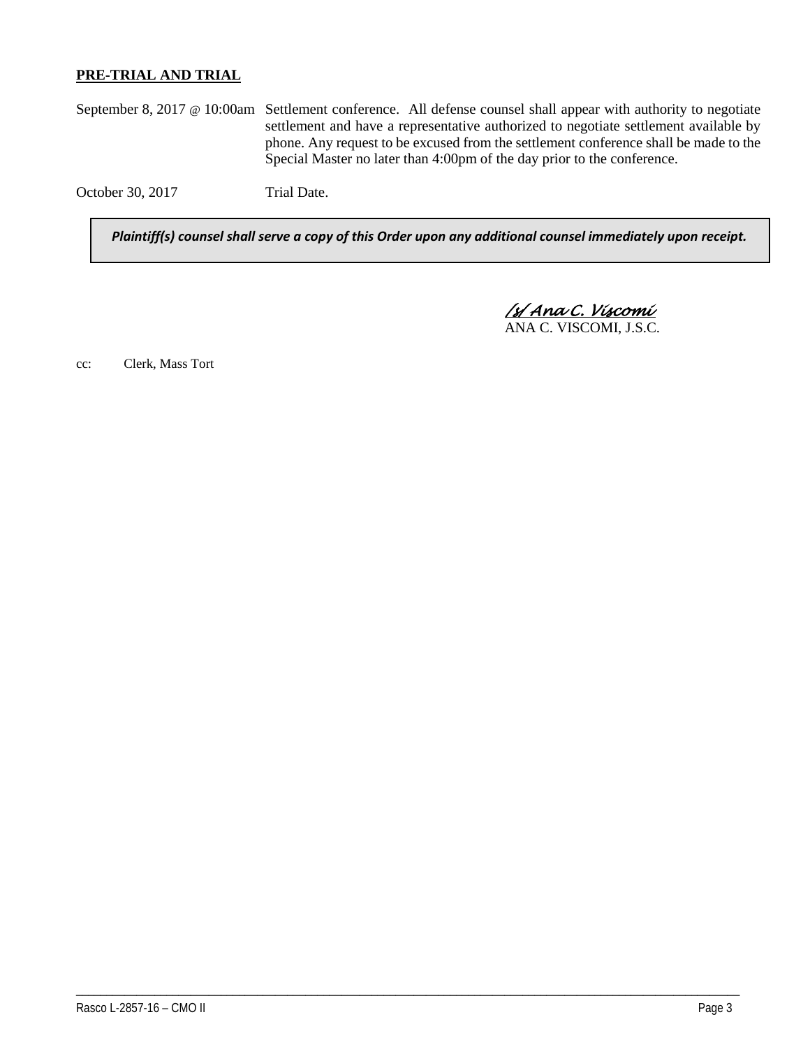**PRE-TRIAL AND TRIAL**

| | |
|---|---|
| September 8, 2017 @ 10:00am | Settlement conference. All defense counsel shall appear with authority to negotiate settlement and have a representative authorized to negotiate settlement available by phone. Any request to be excused from the settlement conference shall be made to the Special Master no later than 4:00pm of the day prior to the conference. |
| October 30, 2017 | Trial Date. |

***Plaintiff(s) counsel shall serve a copy of this Order upon any additional counsel immediately upon receipt.***

/s/ Ana C. Viscomi
ANA C. VISCOMI, J.S.C.

cc: Clerk, Mass Tort